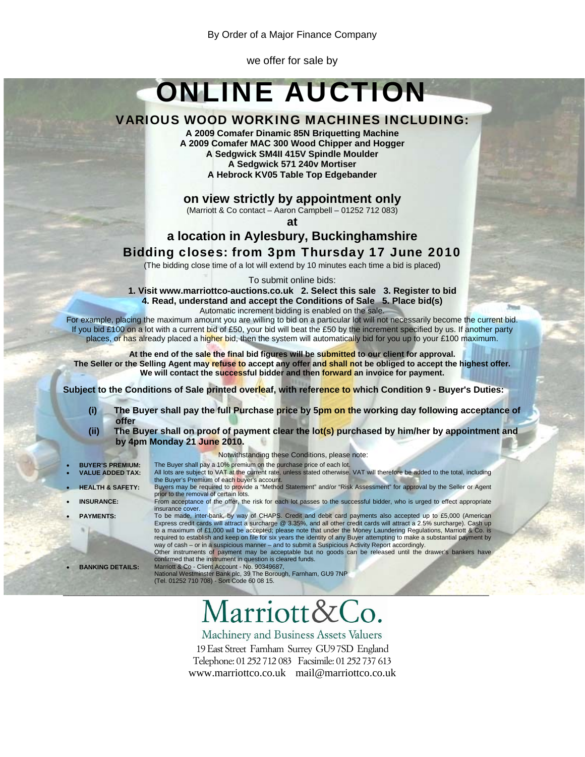By Order of a Major Finance Company

we offer for sale by

# ONLINE AUCTION

## VARIOUS WOOD WORKING MACHINES INCLUDING:

**A 2009 Comafer Dinamic 85N Briquetting Machine**
**A 2009 Comafer MAC 300 Wood Chipper and Hogger**
**A Sedgwick SM4II 415V Spindle Moulder**
**A Sedgwick 571 240v Mortiser**
**A Hebrock KV05 Table Top Edgebander**

### on view strictly by appointment only

(Marriott & Co contact – Aaron Campbell – 01252 712 083)

**at**

### a location in Aylesbury, Buckinghamshire

### Bidding closes: from 3pm Thursday 17 June 2010

(The bidding close time of a lot will extend by 10 minutes each time a bid is placed)

To submit online bids:

**1. Visit www.marriottco-auctions.co.uk 2. Select this sale 3. Register to bid 4. Read, understand and accept the Conditions of Sale 5. Place bid(s)**

Automatic increment bidding is enabled on the sale.

For example, placing the maximum amount you are willing to bid on a particular lot will not necessarily become the current bid. If you bid £100 on a lot with a current bid of £50, your bid will beat the £50 by the increment specified by us. If another party places, or has already placed a higher bid, then the system will automatically bid for you up to your £100 maximum.

**At the end of the sale the final bid figures will be submitted to our client for approval.**
**The Seller or the Selling Agent may refuse to accept any offer and shall not be obliged to accept the highest offer.**
**We will contact the successful bidder and then forward an invoice for payment.**

**Subject to the Conditions of Sale printed overleaf, with reference to which Condition 9 - Buyer's Duties:**

**(i) The Buyer shall pay the full Purchase price by 5pm on the working day following acceptance of offer**

**(ii) The Buyer shall on proof of payment clear the lot(s) purchased by him/her by appointment and by 4pm Monday 21 June 2010.**

Notwithstanding these Conditions, please note:

- **BUYER'S PREMIUM:** The Buyer shall pay a 10% premium on the purchase price of each lot.
- **VALUE ADDED TAX:** All lots are subject to VAT at the current rate, unless stated otherwise. VAT will therefore be added to the total, including the Buyer's Premium of each buyer's account.
- **HEALTH & SAFETY:** Buyers may be required to provide a "Method Statement" and/or "Risk Assessment" for approval by the Seller or Agent prior to the removal of certain lots.
- **INSURANCE:** From acceptance of the offer, the risk for each lot passes to the successful bidder, who is urged to effect appropriate insurance cover.
- **PAYMENTS:** To be made, inter-bank, by way of CHAPS. Credit and debit card payments also accepted up to £5,000 (American Express credit cards will attract a surcharge @ 3.35%, and all other credit cards will attract a 2.5% surcharge). Cash up to a maximum of £1,000 will be accepted; please note that under the Money Laundering Regulations, Marriott & Co. is required to establish and keep on file for six years the identity of any Buyer attempting to make a substantial payment by way of cash – or in a suspicious manner – and to submit a Suspicious Activity Report accordingly.
  Other instruments of payment may be acceptable but no goods can be released until the drawer's bankers have confirmed that the instrument in question is cleared funds.
- **BANKING DETAILS:** Marriott & Co - Client Account - No. 90349687, National Westminster Bank plc, 39 The Borough, Farnham, GU9 7NP (Tel. 01252 710 708) - Sort Code 60 08 15.

---

# Marriott&Co.

Machinery and Business Assets Valuers

19 East Street Farnham Surrey GU9 7SD England
Telephone: 01 252 712 083 Facsimile: 01 252 737 613
www.marriottco.co.uk mail@marriottco.co.uk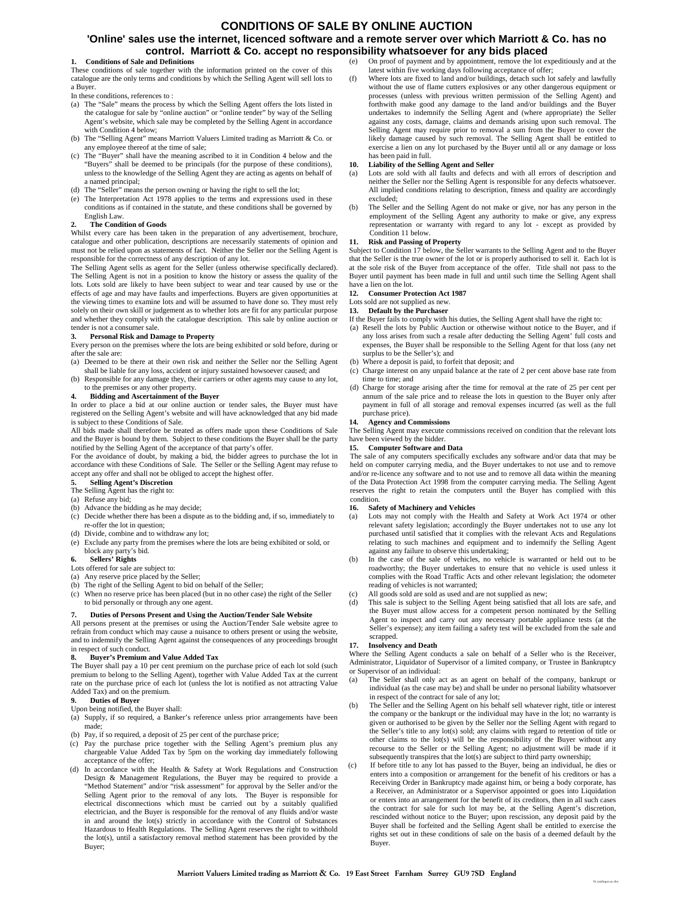# CONDITIONS OF SALE BY ONLINE AUCTION

**'Online' sales use the internet, licenced software and a remote server over which Marriott & Co. has no control. Marriott & Co. accept no responsibility whatsoever for any bids placed**

### 1. Conditions of Sale and Definitions

These conditions of sale together with the information printed on the cover of this catalogue are the only terms and conditions by which the Selling Agent will sell lots to a Buyer.

In these conditions, references to :

(a) The "Sale" means the process by which the Selling Agent offers the lots listed in the catalogue for sale by "online auction" or "online tender" by way of the Selling Agent's website, which sale may be completed by the Selling Agent in accordance with Condition 4 below;
(b) The "Selling Agent" means Marriott Valuers Limited trading as Marriott & Co. or any employee thereof at the time of sale;
(c) The "Buyer" shall have the meaning ascribed to it in Condition 4 below and the "Buyers" shall be deemed to be principals (for the purpose of these conditions), unless to the knowledge of the Selling Agent they are acting as agents on behalf of a named principal;
(d) The "Seller" means the person owning or having the right to sell the lot;
(e) The Interpretation Act 1978 applies to the terms and expressions used in these conditions as if contained in the statute, and these conditions shall be governed by English Law.

### 2. The Condition of Goods

Whilst every care has been taken in the preparation of any advertisement, brochure, catalogue and other publication, descriptions are necessarily statements of opinion and must not be relied upon as statements of fact. Neither the Seller nor the Selling Agent is responsible for the correctness of any description of any lot.

The Selling Agent sells as agent for the Seller (unless otherwise specifically declared). The Selling Agent is not in a position to know the history or assess the quality of the lots. Lots sold are likely to have been subject to wear and tear caused by use or the effects of age and may have faults and imperfections. Buyers are given opportunities at the viewing times to examine lots and will be assumed to have done so. They must rely solely on their own skill or judgement as to whether lots are fit for any particular purpose and whether they comply with the catalogue description. This sale by online auction or tender is not a consumer sale.

### 3. Personal Risk and Damage to Property

Every person on the premises where the lots are being exhibited or sold before, during or after the sale are:

(a) Deemed to be there at their own risk and neither the Seller nor the Selling Agent shall be liable for any loss, accident or injury sustained howsoever caused; and
(b) Responsible for any damage they, their carriers or other agents may cause to any lot, to the premises or any other property.

### 4. Bidding and Ascertainment of the Buyer

In order to place a bid at our online auction or tender sales, the Buyer must have registered on the Selling Agent's website and will have acknowledged that any bid made is subject to these Conditions of Sale.

All bids made shall therefore be treated as offers made upon these Conditions of Sale and the Buyer is bound by them. Subject to these conditions the Buyer shall be the party notified by the Selling Agent of the acceptance of that party's offer.

For the avoidance of doubt, by making a bid, the bidder agrees to purchase the lot in accordance with these Conditions of Sale. The Seller or the Selling Agent may refuse to accept any offer and shall not be obliged to accept the highest offer.

### 5. Selling Agent's Discretion

The Selling Agent has the right to:

(a) Refuse any bid;
(b) Advance the bidding as he may decide;
(c) Decide whether there has been a dispute as to the bidding and, if so, immediately to re-offer the lot in question;
(d) Divide, combine and to withdraw any lot;
(e) Exclude any party from the premises where the lots are being exhibited or sold, or block any party's bid.

### 6. Sellers' Rights

Lots offered for sale are subject to:

(a) Any reserve price placed by the Seller;
(b) The right of the Selling Agent to bid on behalf of the Seller;
(c) When no reserve price has been placed (but in no other case) the right of the Seller to bid personally or through any one agent.

### 7. Duties of Persons Present and Using the Auction/Tender Sale Website

All persons present at the premises or using the Auction/Tender Sale website agree to refrain from conduct which may cause a nuisance to others present or using the website, and to indemnify the Selling Agent against the consequences of any proceedings brought in respect of such conduct.

### 8. Buyer's Premium and Value Added Tax

The Buyer shall pay a 10 per cent premium on the purchase price of each lot sold (such premium to belong to the Selling Agent), together with Value Added Tax at the current rate on the purchase price of each lot (unless the lot is notified as not attracting Value Added Tax) and on the premium.

### 9. Duties of Buyer

Upon being notified, the Buyer shall:

(a) Supply, if so required, a Banker's reference unless prior arrangements have been made;
(b) Pay, if so required, a deposit of 25 per cent of the purchase price;
(c) Pay the purchase price together with the Selling Agent's premium plus any chargeable Value Added Tax by 5pm on the working day immediately following acceptance of the offer;
(d) In accordance with the Health & Safety at Work Regulations and Construction Design & Management Regulations, the Buyer may be required to provide a "Method Statement" and/or "risk assessment" for approval by the Seller and/or the Selling Agent prior to the removal of any lots. The Buyer is responsible for electrical disconnections which must be carried out by a suitably qualified electrician, and the Buyer is responsible for the removal of any fluids and/or waste in and around the lot(s) strictly in accordance with the Control of Substances Hazardous to Health Regulations. The Selling Agent reserves the right to withhold the lot(s), until a satisfactory removal method statement has been provided by the Buyer;
(e) On proof of payment and by appointment, remove the lot expeditiously and at the latest within five working days following acceptance of offer;
(f) Where lots are fixed to land and/or buildings, detach such lot safely and lawfully without the use of flame cutters explosives or any other dangerous equipment or processes (unless with previous written permission of the Selling Agent) and forthwith make good any damage to the land and/or buildings and the Buyer undertakes to indemnify the Selling Agent and (where appropriate) the Seller against any costs, damage, claims and demands arising upon such removal. The Selling Agent may require prior to removal a sum from the Buyer to cover the likely damage caused by such removal. The Selling Agent shall be entitled to exercise a lien on any lot purchased by the Buyer until all or any damage or loss has been paid in full.

### 10. Liability of the Selling Agent and Seller

(a) Lots are sold with all faults and defects and with all errors of description and neither the Seller nor the Selling Agent is responsible for any defects whatsoever. All implied conditions relating to description, fitness and quality are accordingly excluded;
(b) The Seller and the Selling Agent do not make or give, nor has any person in the employment of the Selling Agent any authority to make or give, any express representation or warranty with regard to any lot - except as provided by Condition 11 below.

### 11. Risk and Passing of Property

Subject to Condition 17 below, the Seller warrants to the Selling Agent and to the Buyer that the Seller is the true owner of the lot or is properly authorised to sell it. Each lot is at the sole risk of the Buyer from acceptance of the offer. Title shall not pass to the Buyer until payment has been made in full and until such time the Selling Agent shall have a lien on the lot.

### 12. Consumer Protection Act 1987

Lots sold are not supplied as new.

### 13. Default by the Purchaser

If the Buyer fails to comply with his duties, the Selling Agent shall have the right to:

(a) Resell the lots by Public Auction or otherwise without notice to the Buyer, and if any loss arises from such a resale after deducting the Selling Agent' full costs and expenses, the Buyer shall be responsible to the Selling Agent for that loss (any net surplus to be the Seller's); and
(b) Where a deposit is paid, to forfeit that deposit; and
(c) Charge interest on any unpaid balance at the rate of 2 per cent above base rate from time to time; and
(d) Charge for storage arising after the time for removal at the rate of 25 per cent per annum of the sale price and to release the lots in question to the Buyer only after payment in full of all storage and removal expenses incurred (as well as the full purchase price).

### 14. Agency and Commissions

The Selling Agent may execute commissions received on condition that the relevant lots have been viewed by the bidder.

### 15. Computer Software and Data

The sale of any computers specifically excludes any software and/or data that may be held on computer carrying media, and the Buyer undertakes to not use and to remove and/or re-licence any software and to not use and to remove all data within the meaning of the Data Protection Act 1998 from the computer carrying media. The Selling Agent reserves the right to retain the computers until the Buyer has complied with this condition.

### 16. Safety of Machinery and Vehicles

(a) Lots may not comply with the Health and Safety at Work Act 1974 or other relevant safety legislation; accordingly the Buyer undertakes not to use any lot purchased until satisfied that it complies with the relevant Acts and Regulations relating to such machines and equipment and to indemnify the Selling Agent against any failure to observe this undertaking;
(b) In the case of the sale of vehicles, no vehicle is warranted or held out to be roadworthy; the Buyer undertakes to ensure that no vehicle is used unless it complies with the Road Traffic Acts and other relevant legislation; the odometer reading of vehicles is not warranted;
(c) All goods sold are sold as used and are not supplied as new;
(d) This sale is subject to the Selling Agent being satisfied that all lots are safe, and the Buyer must allow access for a competent person nominated by the Selling Agent to inspect and carry out any necessary portable appliance tests (at the Seller's expense); any item failing a safety test will be excluded from the sale and scrapped.

### 17. Insolvency and Death

Where the Selling Agent conducts a sale on behalf of a Seller who is the Receiver, Administrator, Liquidator of Supervisor of a limited company, or Trustee in Bankruptcy or Supervisor of an individual:

(a) The Seller shall only act as an agent on behalf of the company, bankrupt or individual (as the case may be) and shall be under no personal liability whatsoever in respect of the contract for sale of any lot;
(b) The Seller and the Selling Agent on his behalf sell whatever right, title or interest the company or the bankrupt or the individual may have in the lot; no warranty is given or authorised to be given by the Seller nor the Selling Agent with regard to the Seller's title to any lot(s) sold; any claims with regard to retention of title or other claims to the lot(s) will be the responsibility of the Buyer without any recourse to the Seller or the Selling Agent; no adjustment will be made if it subsequently transpires that the lot(s) are subject to third party ownership;
(c) If before title to any lot has passed to the Buyer, being an individual, he dies or enters into a composition or arrangement for the benefit of his creditors or has a Receiving Order in Bankruptcy made against him, or being a body corporate, has a Receiver, an Administrator or a Supervisor appointed or goes into Liquidation or enters into an arrangement for the benefit of its creditors, then in all such cases the contract for sale for such lot may be, at the Selling Agent's discretion, rescinded without notice to the Buyer; upon rescission, any deposit paid by the Buyer shall be forfeited and the Selling Agent shall be entitled to exercise the rights set out in these conditions of sale on the basis of a deemed default by the Buyer.

Marriott Valuers Limited trading as Marriott & Co. 19 East Street Farnham Surrey GU9 7SD England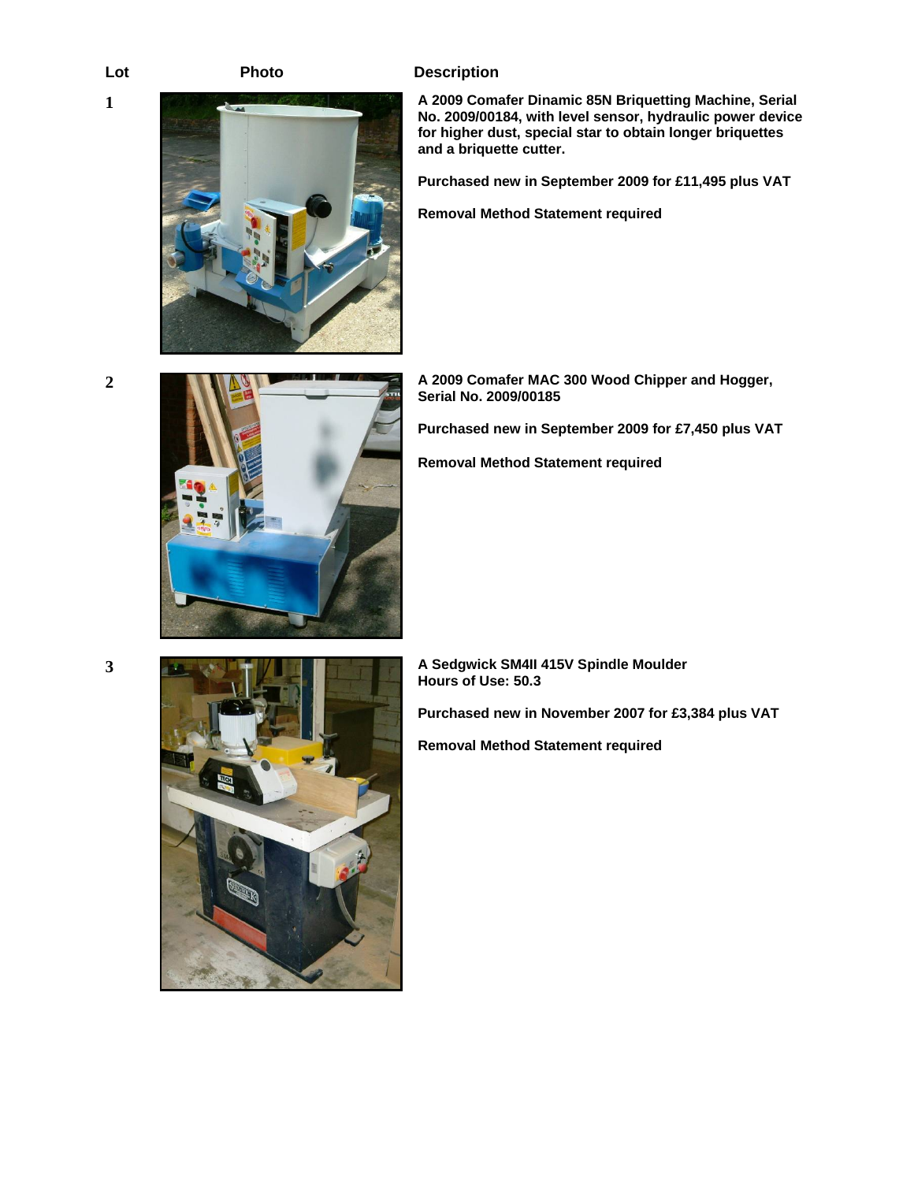| Lot | Photo | Description |
|---|---|---|
| 1 | | **A 2009 Comafer Dinamic 85N Briquetting Machine, Serial No. 2009/00184, with level sensor, hydraulic power device for higher dust, special star to obtain longer briquettes and a briquette cutter.**<br><br>**Purchased new in September 2009 for £11,495 plus VAT**<br><br>**Removal Method Statement required** |
| 2 | | **A 2009 Comafer MAC 300 Wood Chipper and Hogger, Serial No. 2009/00185**<br><br>**Purchased new in September 2009 for £7,450 plus VAT**<br><br>**Removal Method Statement required** |
| 3 | | **A Sedgwick SM4II 415V Spindle Moulder Hours of Use: 50.3**<br><br>**Purchased new in November 2007 for £3,384 plus VAT**<br><br>**Removal Method Statement required** |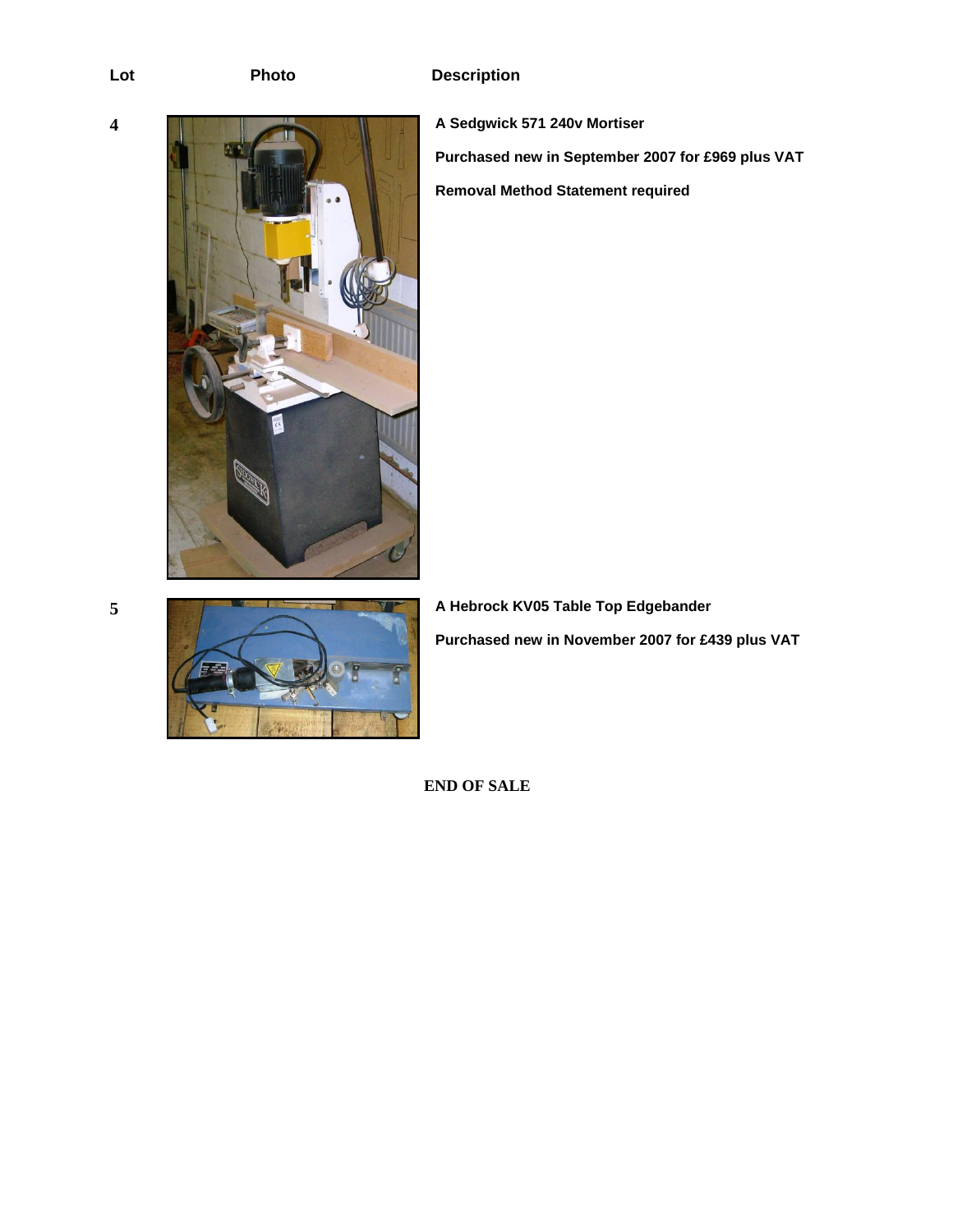| Lot | Photo | Description |
|---|---|---|
| 4 | | **A Sedgwick 571 240v Mortiser**<br>**Purchased new in September 2007 for £969 plus VAT**<br>**Removal Method Statement required** |
| 5 | | **A Hebrock KV05 Table Top Edgebander**<br>**Purchased new in November 2007 for £439 plus VAT** |

**END OF SALE**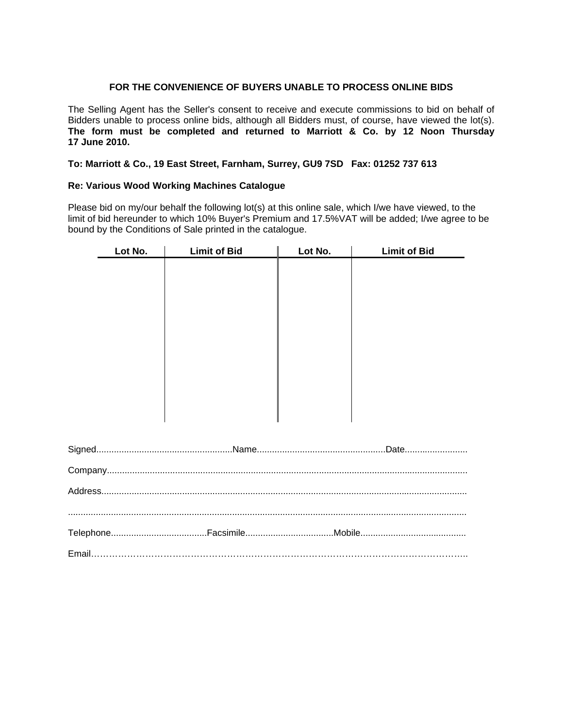### FOR THE CONVENIENCE OF BUYERS UNABLE TO PROCESS ONLINE BIDS

The Selling Agent has the Seller's consent to receive and execute commissions to bid on behalf of Bidders unable to process online bids, although all Bidders must, of course, have viewed the lot(s). **The form must be completed and returned to Marriott & Co. by 12 Noon Thursday 17 June 2010.**

**To: Marriott & Co., 19 East Street, Farnham, Surrey, GU9 7SD Fax: 01252 737 613**

**Re: Various Wood Working Machines Catalogue**

Please bid on my/our behalf the following lot(s) at this online sale, which I/we have viewed, to the limit of bid hereunder to which 10% Buyer's Premium and 17.5%VAT will be added; I/we agree to be bound by the Conditions of Sale printed in the catalogue.

| Lot No. | Limit of Bid | Lot No. | Limit of Bid |
|---|---|---|---|
| | | | |

Signed......................................................Name...................................................Date.........................

Company.............................................................................................................................................

Address................................................................................................................................................

.............................................................................................................................................................

Telephone......................................Facsimile...................................Mobile..........................................

Email………………………………………………………………………………………………………..